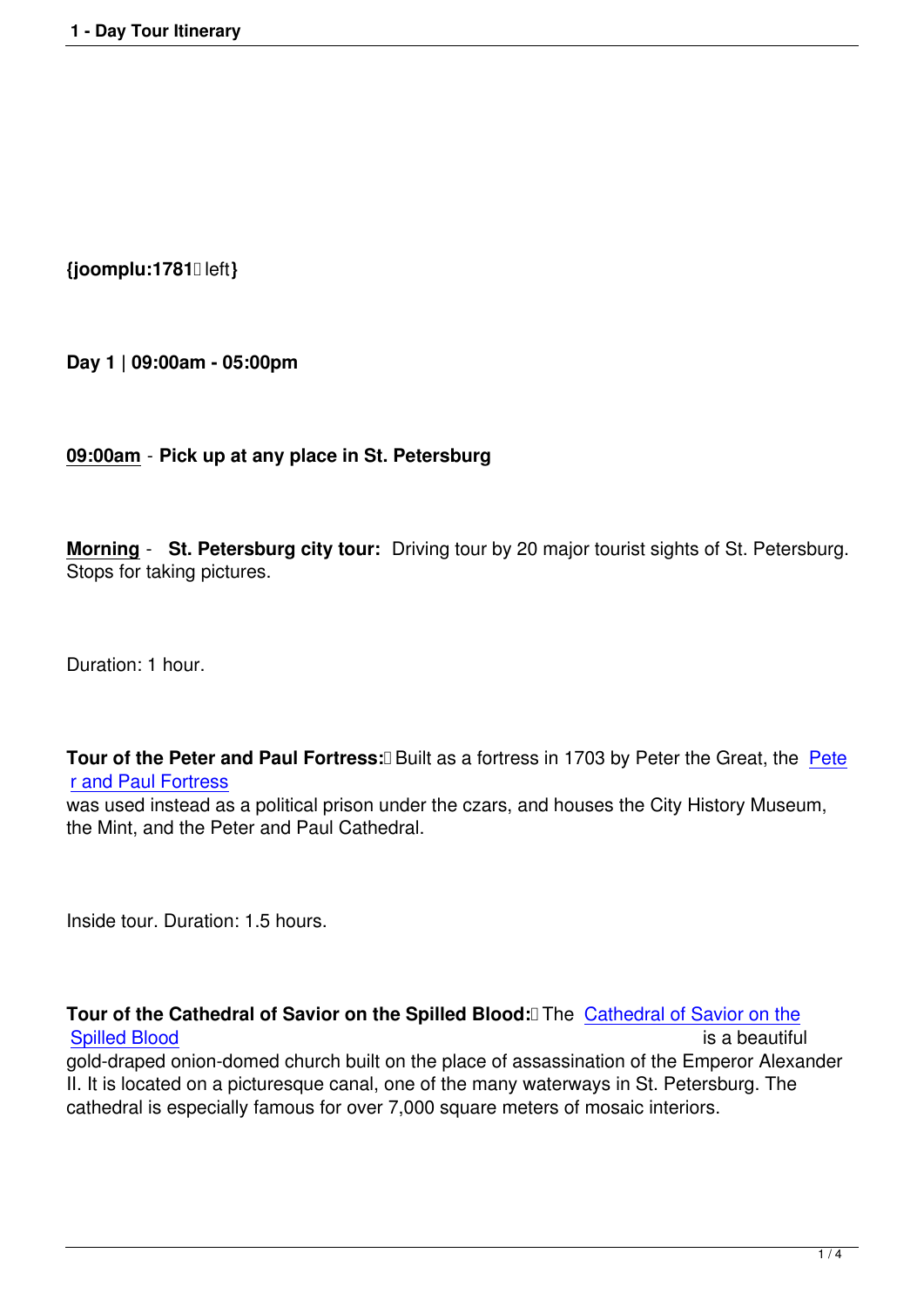{joomplu:1781 left}

**Day 1 | 09:00am - 05:00pm**

**09:00am** - **Pick up at any place in St. Petersburg**

**Morning** - **St. Petersburg city tour:** Driving tour by 20 major tourist sights of St. Petersburg. Stops for taking pictures.

Duration: 1 hour.

**Tour of the Peter and Paul Fortress:** Built as a fortress in 1703 by Peter the Great, the Peter and Paul Fortress was used instead as a political prison under the czars, and houses the City History Museum, the Mint, and the Peter and Paul Cathedral.

Inside tour. Duration: 1.5 hours.

**Tour of the Cathedral of Savior on the Spilled Blood:** The Cathedral of Savior on the Spilled Blood is a beautiful gold-draped onion-domed church built on the place of assassination of the Emperor Alexander II. It is located on a picturesque canal, one of the many waterways in St. Petersburg. The cathedral is especially famous for over 7,000 square meters of mosaic interiors.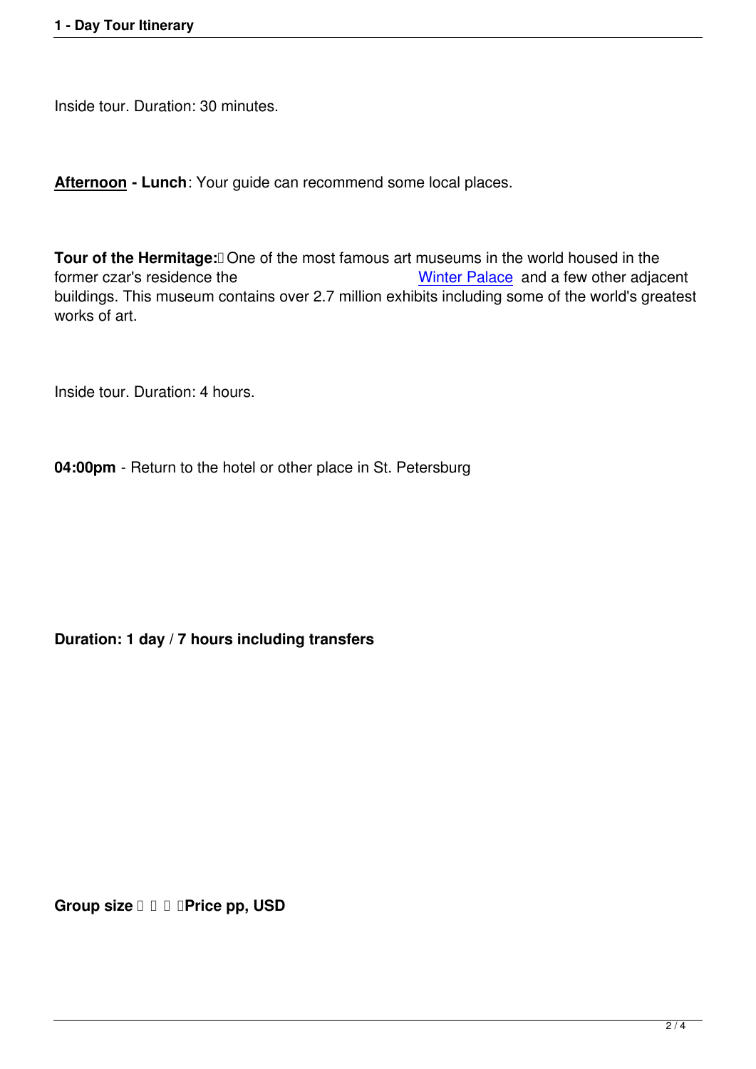Inside tour. Duration: 30 minutes.

**Afternoon - Lunch**: Your guide can recommend some local places.

**Tour of the Hermitage:** One of the most famous art museums in the world housed in the former czar's residence the Winter Palace and a few other adjacent buildings. This museum contains over 2.7 million exhibits including some of the world's greatest works of art.

Inside tour. Duration: 4 hours.

**04:00pm** - Return to the hotel or other place in St. Petersburg

**Duration: 1 day / 7 hours including transfers**

**Group size Price pp, USD**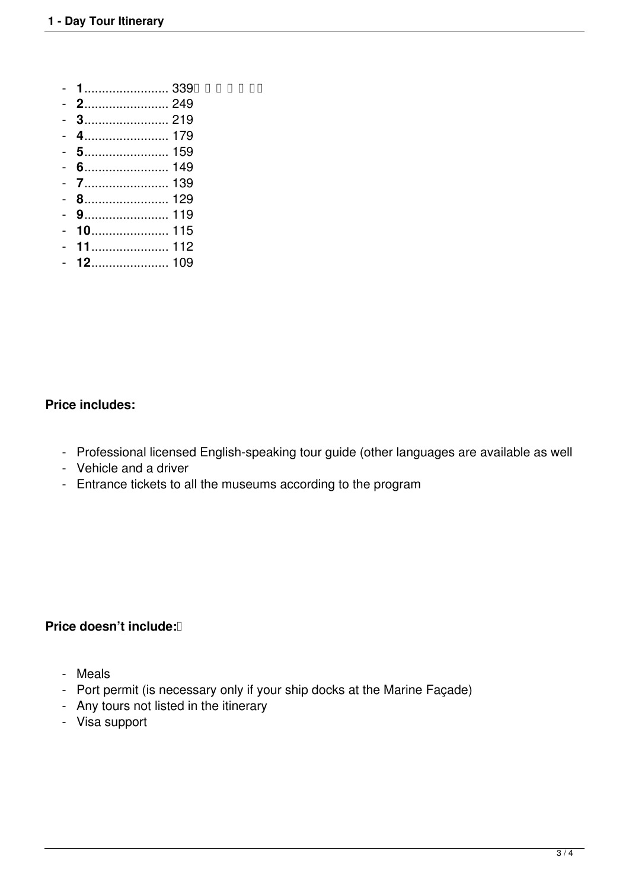- **1**........................ 339
- **2**........................ 249
- **3**........................ 219
- **4**........................ 179
- **5**........................ 159
- **6**........................ 149
- **7**........................ 139
- **8**........................ 129
- **9**........................ 119
- **10**...................... 115
- **11**...................... 112
- **12**...................... 109

**Price includes:**

- Professional licensed English-speaking tour guide (other languages are available as well
- Vehicle and a driver
- Entrance tickets to all the museums according to the program

**Price doesn't include:**

- Meals
- Port permit (is necessary only if your ship docks at the Marine Façade)
- Any tours not listed in the itinerary
- Visa support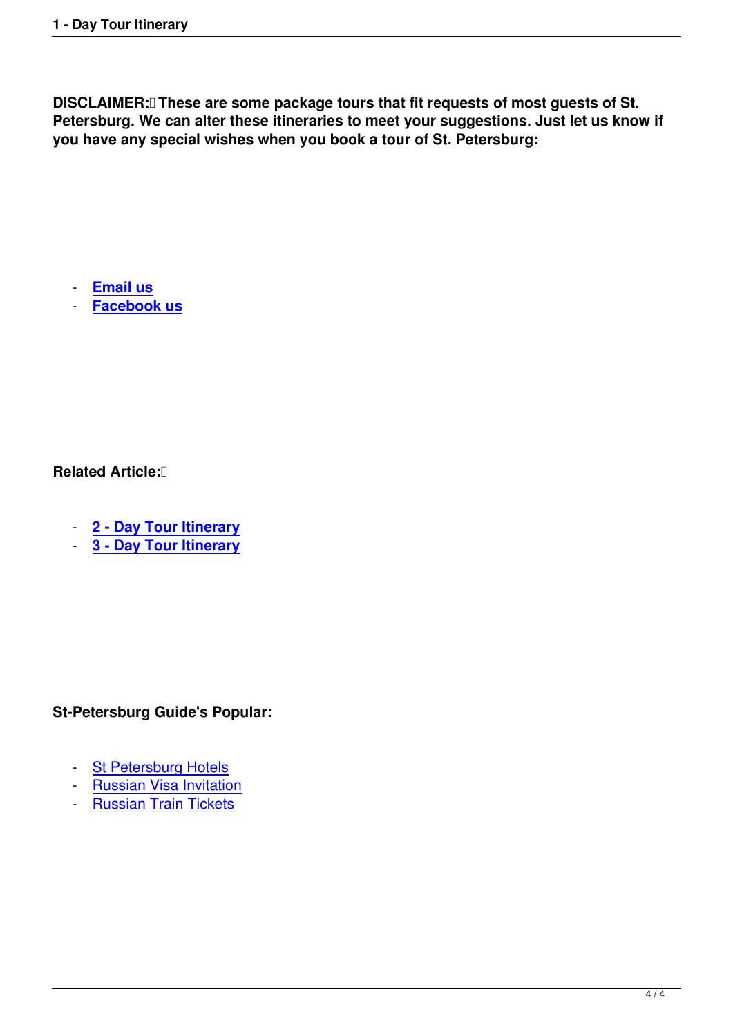**DISCLAIMER: These are some package tours that fit requests of most guests of St. Petersburg. We can alter these itineraries to meet your suggestions. Just let us know if you have any special wishes when you book a tour of St. Petersburg:**

- **Email us**
- **Facebook us**

**Related Article:**

- **2 - Day Tour Itinerary**
- **3 - Day Tour Itinerary**

**St-Petersburg Guide's Popular:**

- St Petersburg Hotels
- Russian Visa Invitation
- Russian Train Tickets